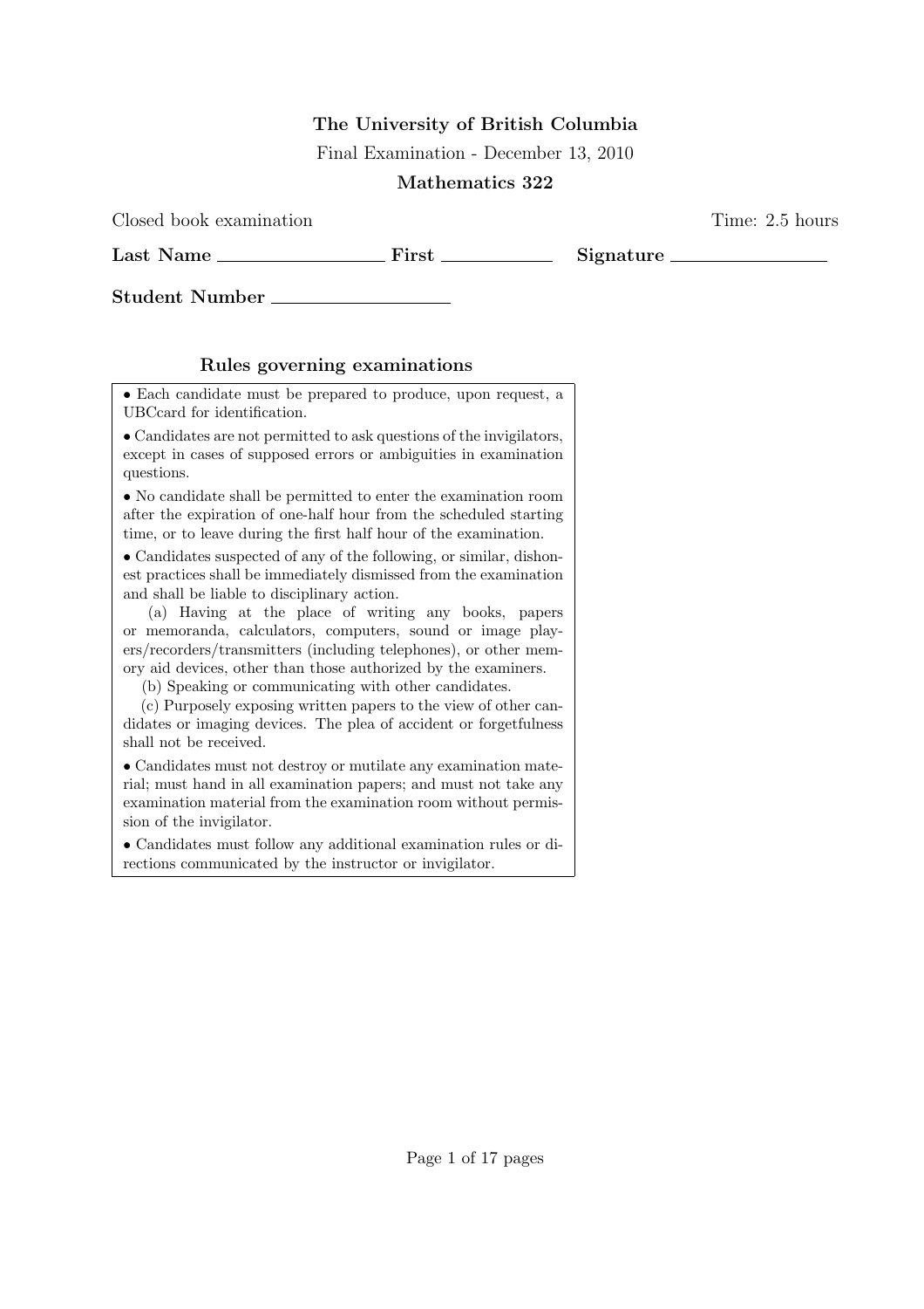**The University of British Columbia**

Final Examination - December 13, 2010

**Mathematics 322**

Closed book examination Time: 2.5 hours

**Last Name** \_\_\_\_\_\_\_\_\_\_\_\_\_\_\_\_\_\_ **First** \_\_\_\_\_\_\_\_\_\_\_\_ **Signature** \_\_\_\_\_\_\_\_\_\_\_\_\_\_\_\_

**Student Number** \_\_\_\_\_\_\_\_\_\_\_\_\_\_\_\_\_\_\_

### Rules governing examinations

- Each candidate must be prepared to produce, upon request, a UBCcard for identification.
- Candidates are not permitted to ask questions of the invigilators, except in cases of supposed errors or ambiguities in examination questions.
- No candidate shall be permitted to enter the examination room after the expiration of one-half hour from the scheduled starting time, or to leave during the first half hour of the examination.
- Candidates suspected of any of the following, or similar, dishonest practices shall be immediately dismissed from the examination and shall be liable to disciplinary action.

  (a) Having at the place of writing any books, papers or memoranda, calculators, computers, sound or image players/recorders/transmitters (including telephones), or other memory aid devices, other than those authorized by the examiners.

  (b) Speaking or communicating with other candidates.

  (c) Purposely exposing written papers to the view of other candidates or imaging devices. The plea of accident or forgetfulness shall not be received.
- Candidates must not destroy or mutilate any examination material; must hand in all examination papers; and must not take any examination material from the examination room without permission of the invigilator.
- Candidates must follow any additional examination rules or directions communicated by the instructor or invigilator.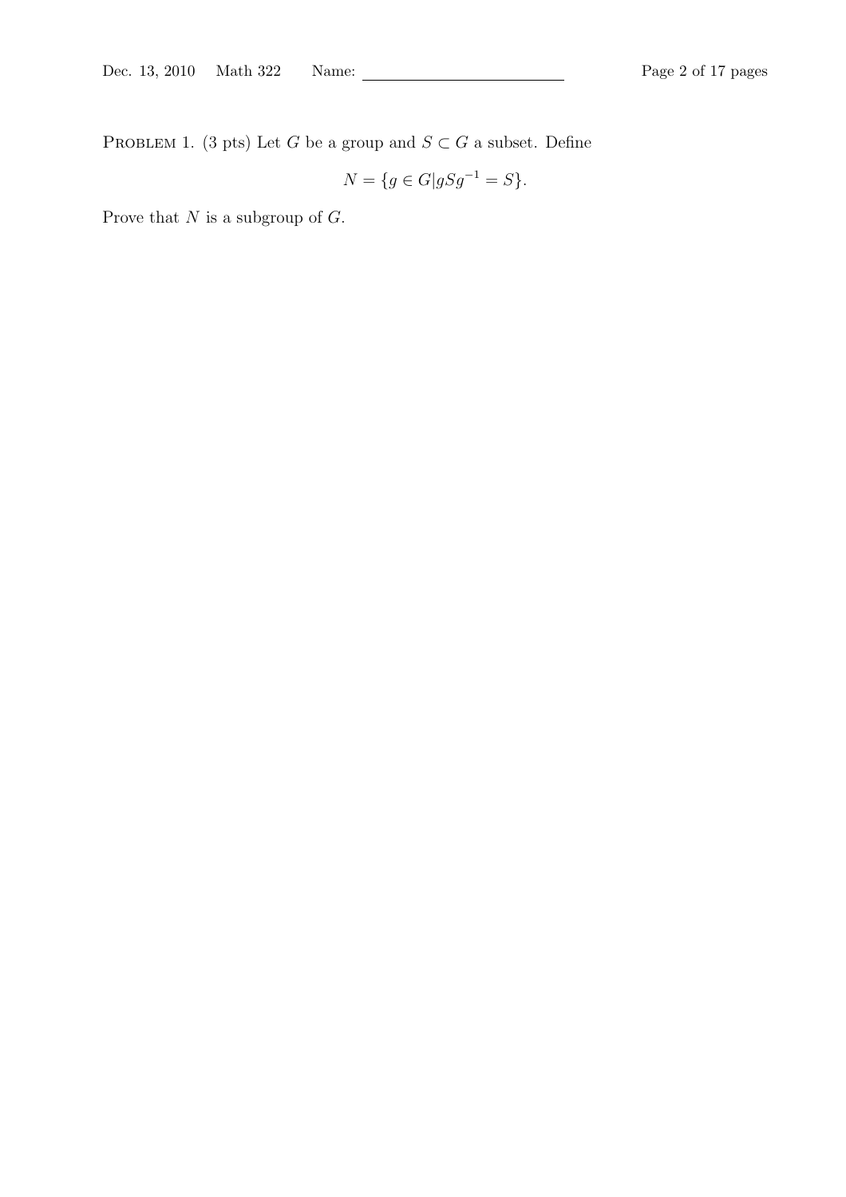PROBLEM 1. (3 pts) Let $G$ be a group and $S \subset G$ a subset. Define

$$N = \{g \in G | gSg^{-1} = S\}.$$

Prove that $N$ is a subgroup of $G$.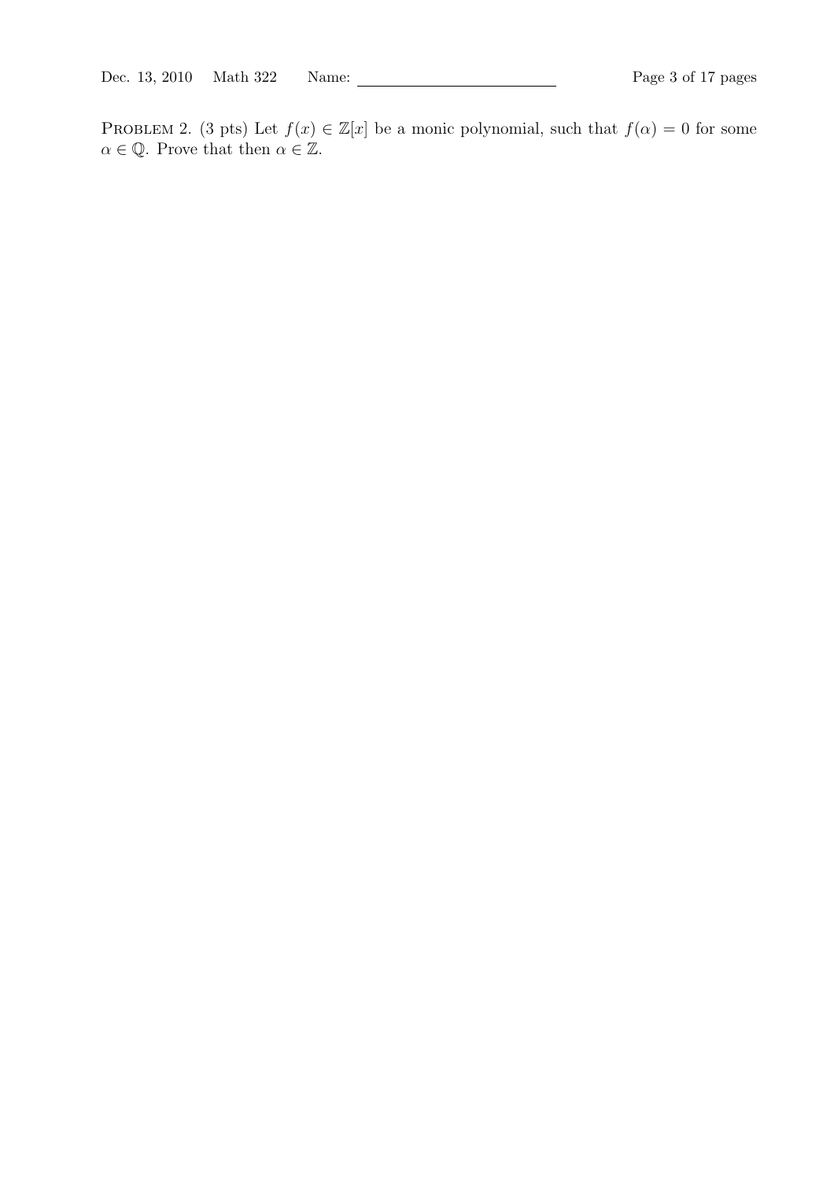PROBLEM 2. (3 pts) Let $f(x) \in \mathbb{Z}[x]$ be a monic polynomial, such that $f(\alpha) = 0$ for some $\alpha \in \mathbb{Q}$. Prove that then $\alpha \in \mathbb{Z}$.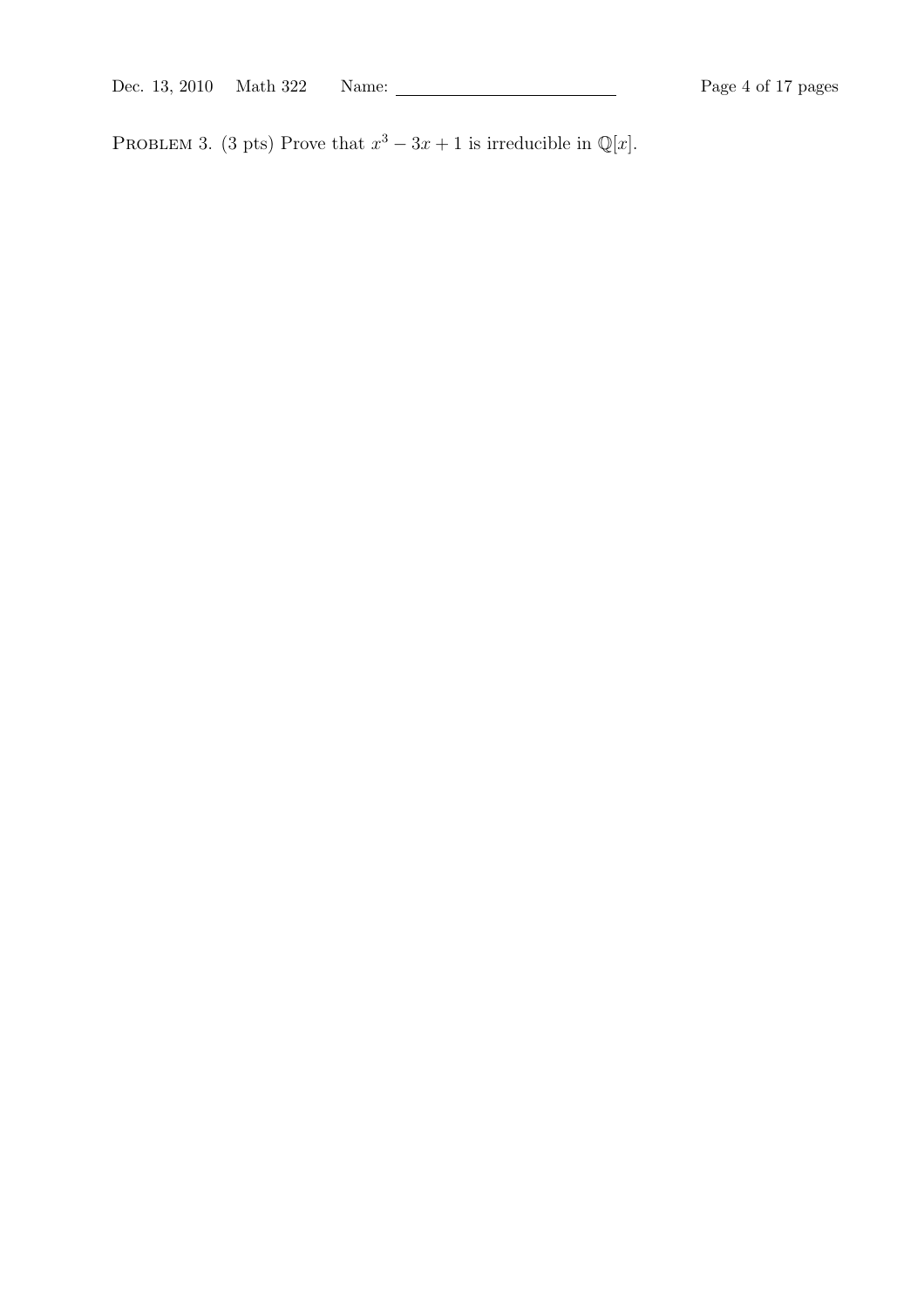PROBLEM 3. (3 pts) Prove that $x^3 - 3x + 1$ is irreducible in $\mathbb{Q}[x]$.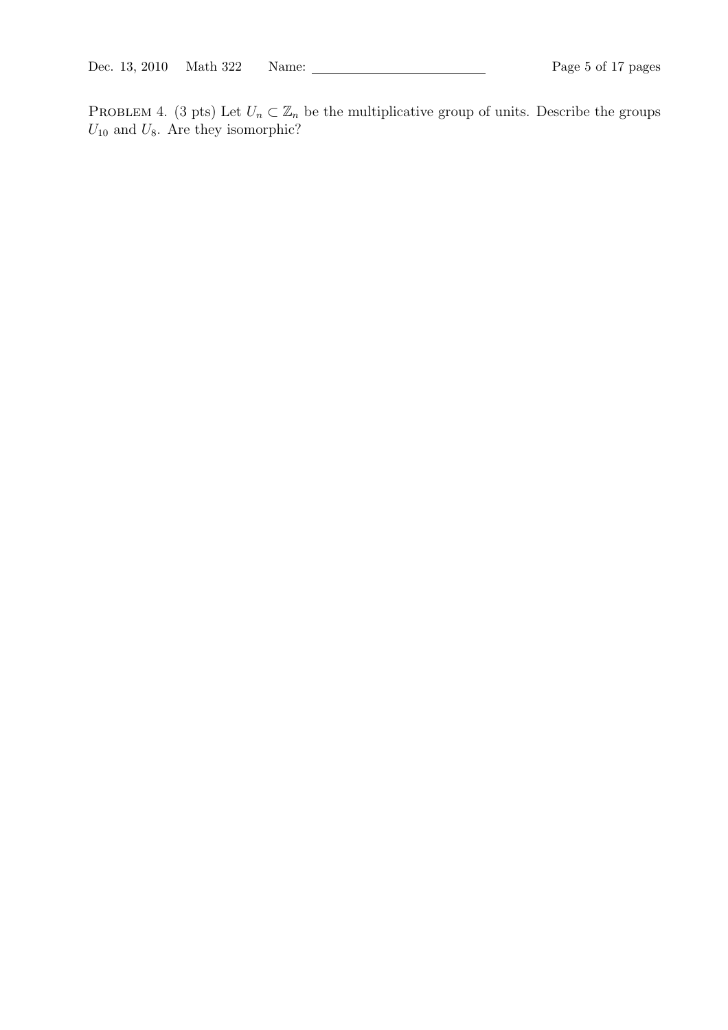Problem 4. (3 pts) Let $U_n \subset \mathbb{Z}_n$ be the multiplicative group of units. Describe the groups $U_{10}$ and $U_8$. Are they isomorphic?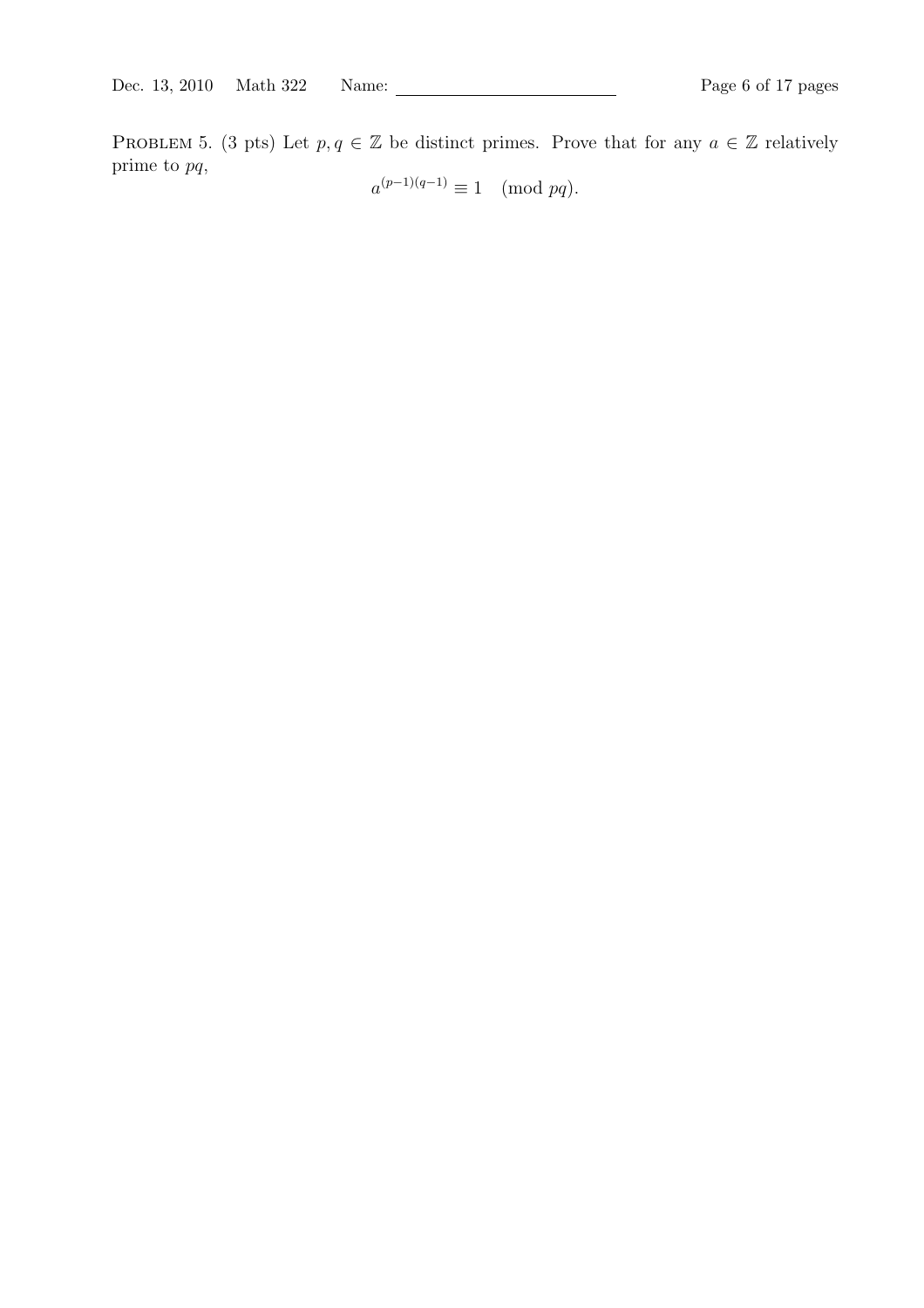PROBLEM 5. (3 pts) Let $p, q \in \mathbb{Z}$ be distinct primes. Prove that for any $a \in \mathbb{Z}$ relatively prime to $pq$,

$$a^{(p-1)(q-1)} \equiv 1 \pmod{pq}.$$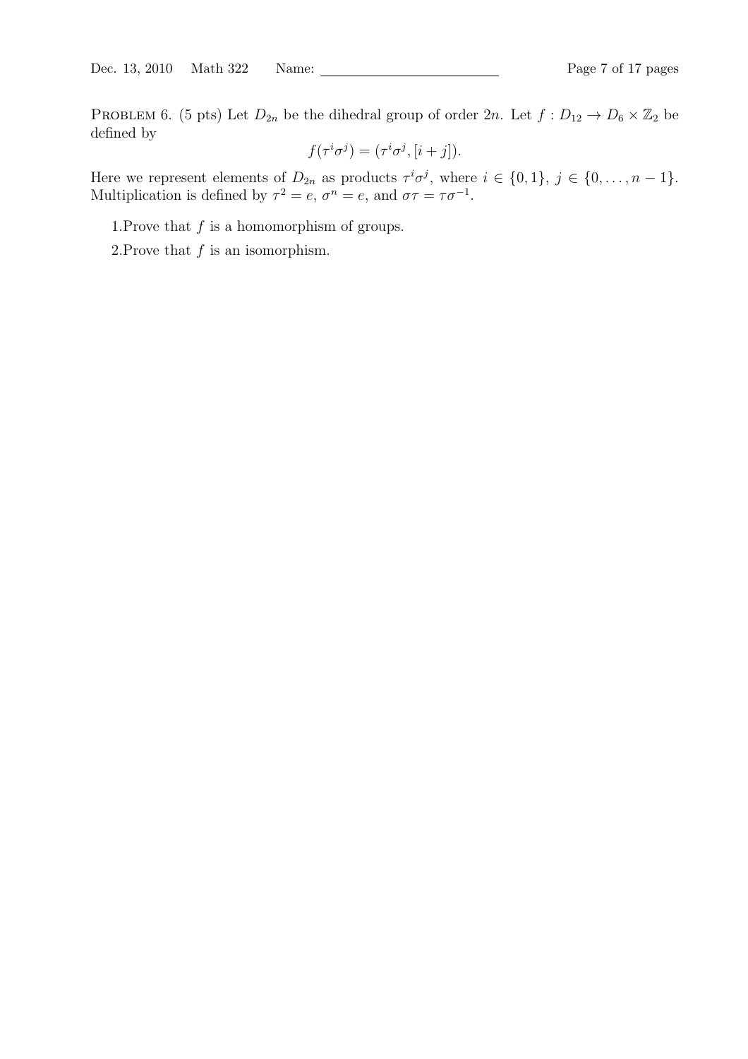PROBLEM 6. (5 pts) Let $D_{2n}$ be the dihedral group of order $2n$. Let $f : D_{12} \to D_6 \times \mathbb{Z}_2$ be defined by

$$f(\tau^i \sigma^j) = (\tau^i \sigma^j, [i + j]).$$

Here we represent elements of $D_{2n}$ as products $\tau^i \sigma^j$, where $i \in \{0, 1\}$, $j \in \{0, \ldots, n-1\}$. Multiplication is defined by $\tau^2 = e$, $\sigma^n = e$, and $\sigma\tau = \tau\sigma^{-1}$.

1. Prove that $f$ is a homomorphism of groups.
2. Prove that $f$ is an isomorphism.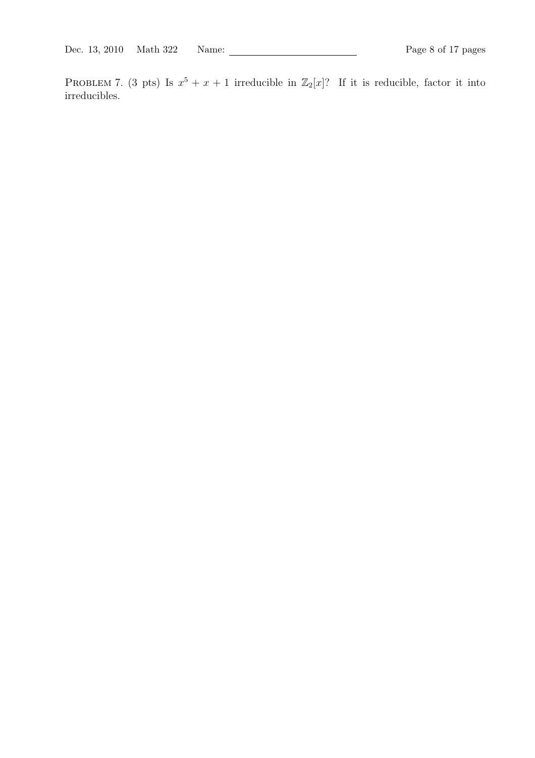PROBLEM 7. (3 pts) Is $x^5 + x + 1$ irreducible in $\mathbb{Z}_2[x]$? If it is reducible, factor it into irreducibles.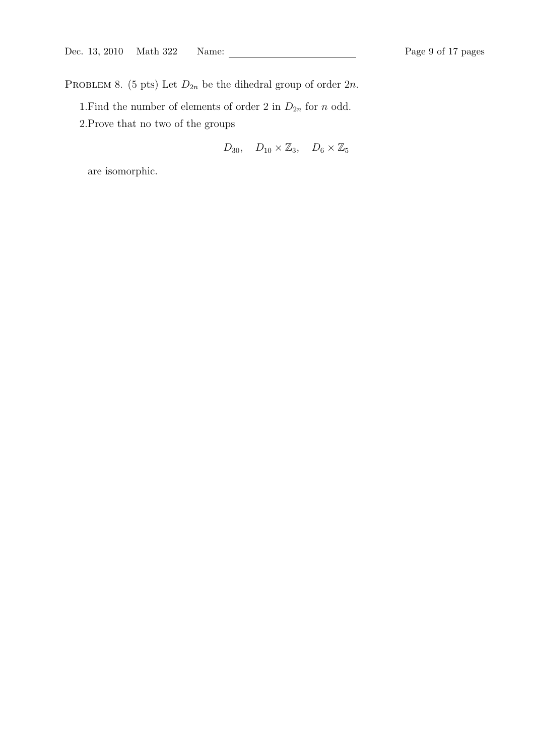PROBLEM 8. (5 pts) Let $D_{2n}$ be the dihedral group of order $2n$.

1. Find the number of elements of order 2 in $D_{2n}$ for $n$ odd.

2. Prove that no two of the groups

$$D_{30}, \quad D_{10} \times \mathbb{Z}_3, \quad D_6 \times \mathbb{Z}_5$$

are isomorphic.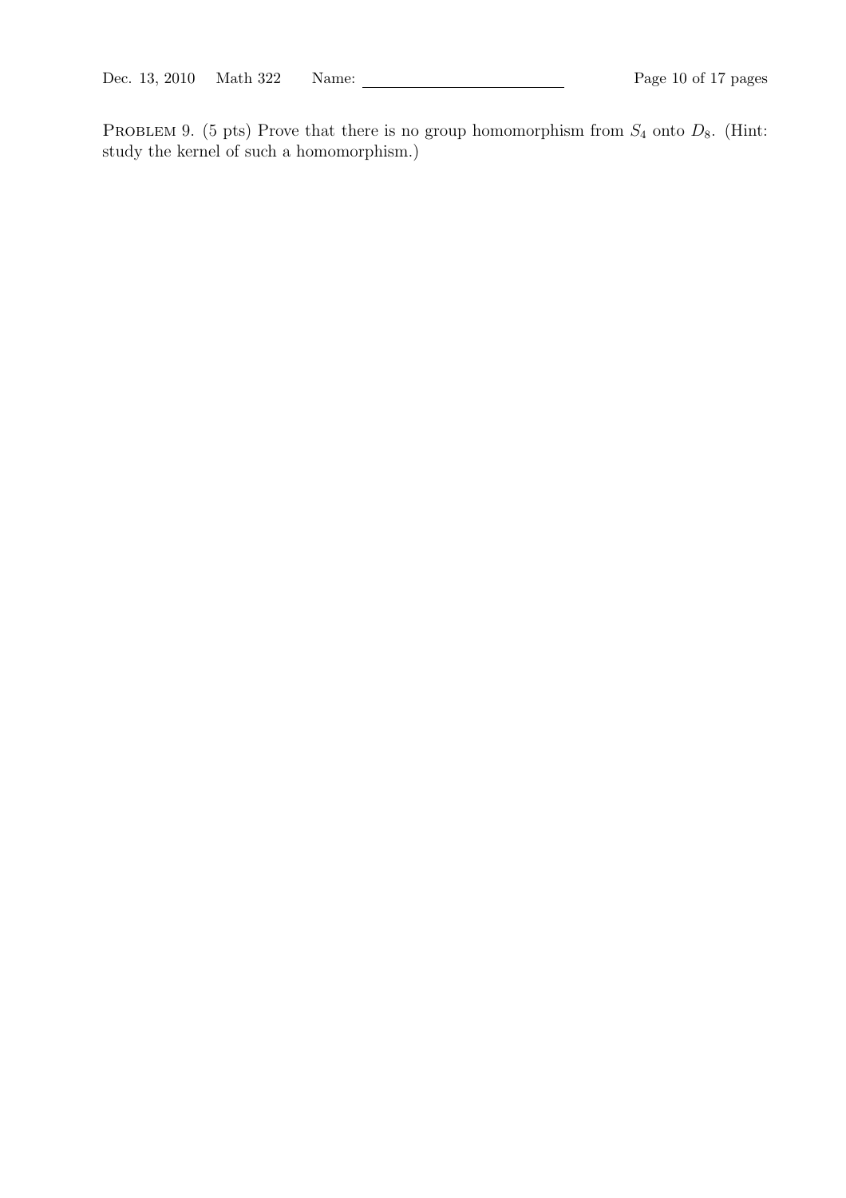Problem 9. (5 pts) Prove that there is no group homomorphism from $S_4$ onto $D_8$. (Hint: study the kernel of such a homomorphism.)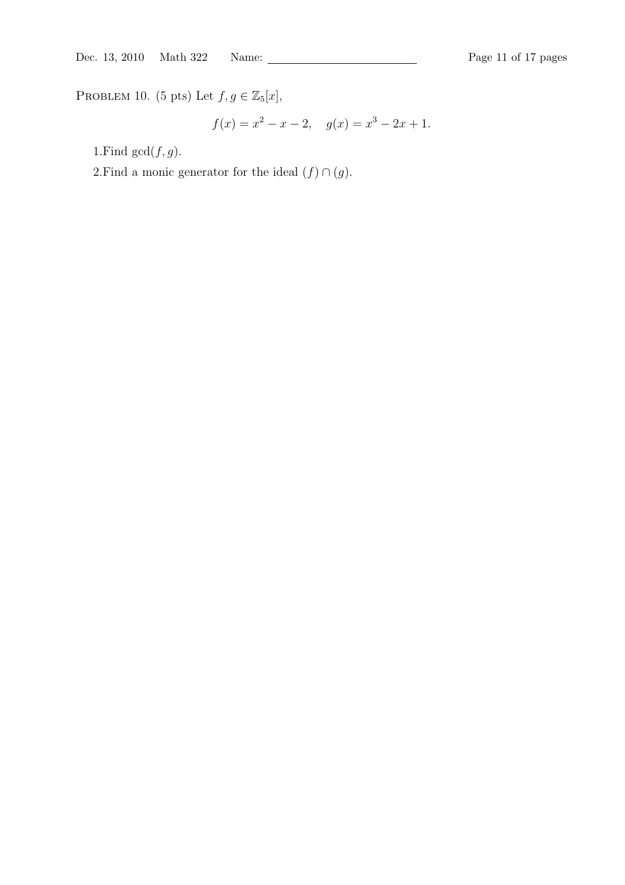PROBLEM 10. (5 pts) Let $f, g \in \mathbb{Z}_5[x]$,

$$f(x) = x^2 - x - 2, \quad g(x) = x^3 - 2x + 1.$$

1.Find $\gcd(f, g)$.

2.Find a monic generator for the ideal $(f) \cap (g)$.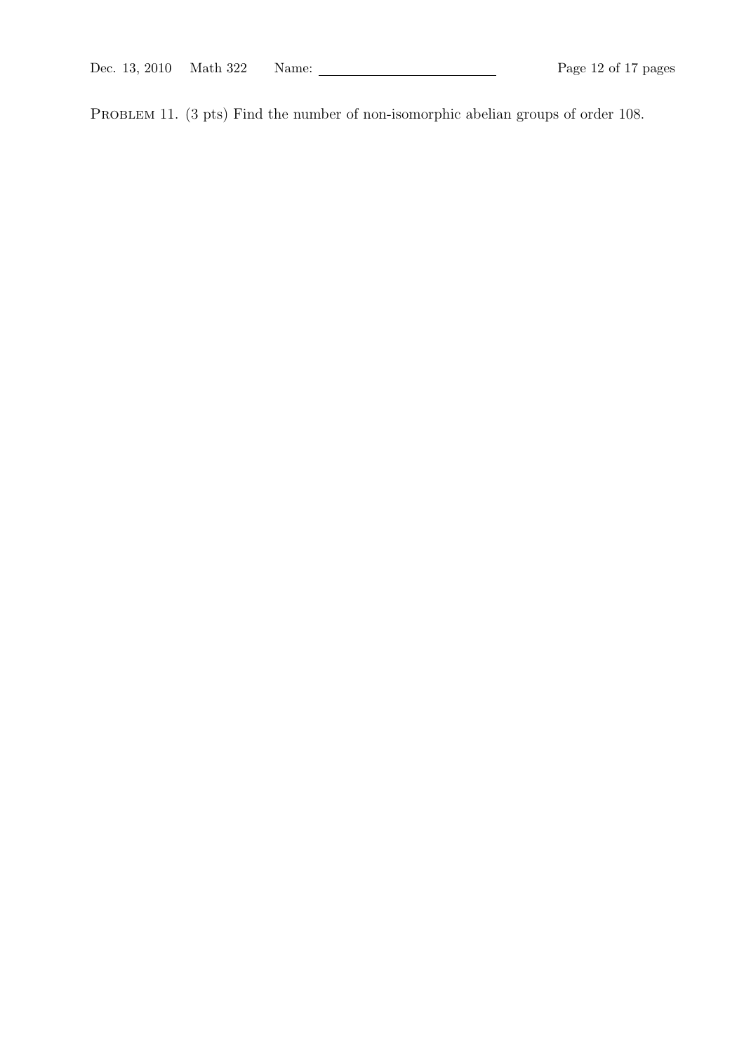PROBLEM 11. (3 pts) Find the number of non-isomorphic abelian groups of order 108.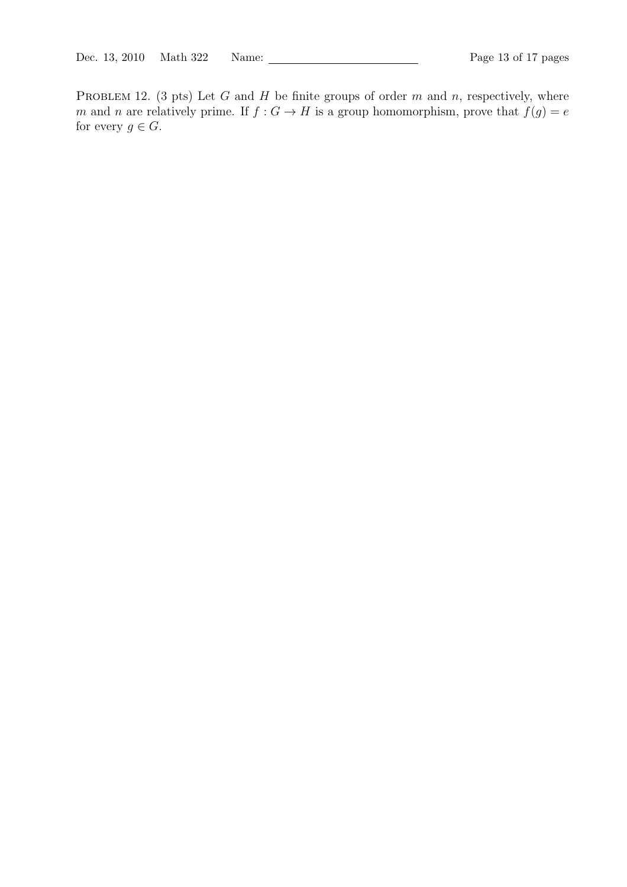Problem 12. (3 pts) Let $G$ and $H$ be finite groups of order $m$ and $n$, respectively, where $m$ and $n$ are relatively prime. If $f : G \to H$ is a group homomorphism, prove that $f(g) = e$ for every $g \in G$.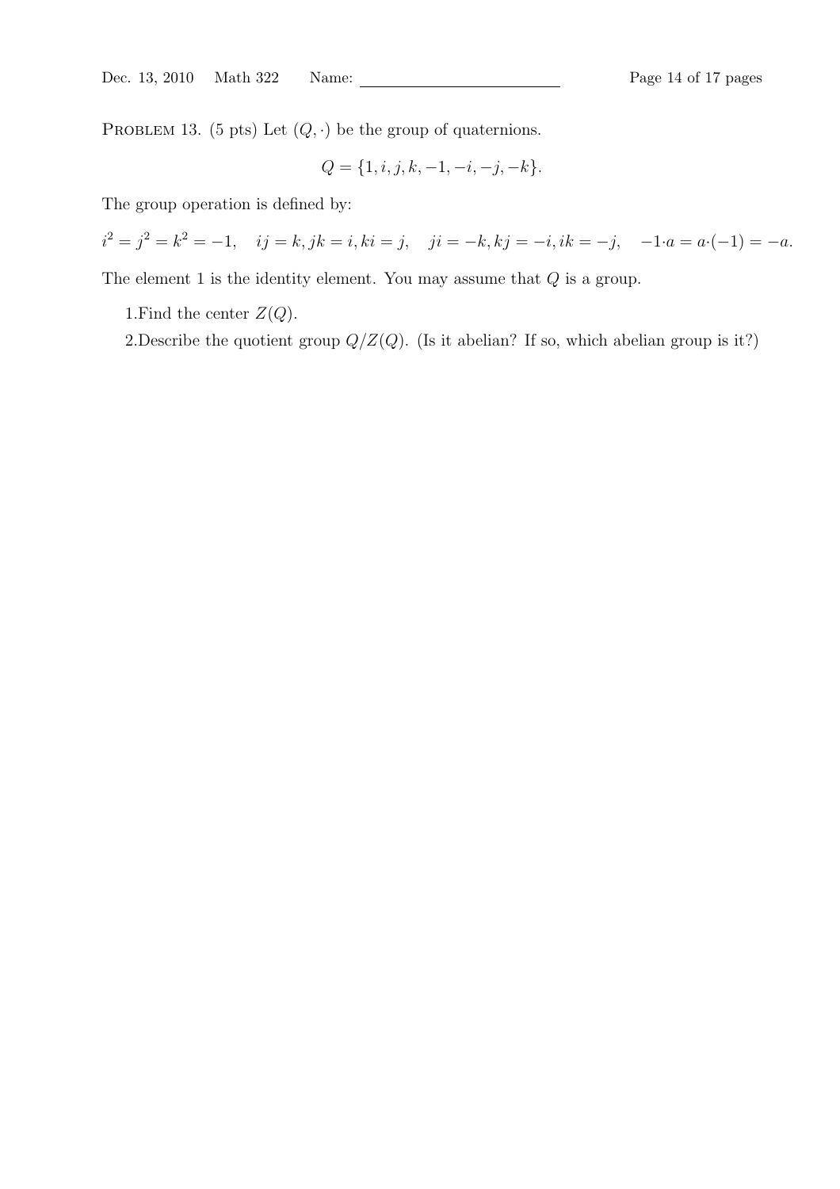PROBLEM 13. (5 pts) Let $(Q, \cdot)$ be the group of quaternions.

$$Q = \{1, i, j, k, -1, -i, -j, -k\}.$$

The group operation is defined by:

$$i^2 = j^2 = k^2 = -1, \quad ij = k, jk = i, ki = j, \quad ji = -k, kj = -i, ik = -j, \quad -1 \cdot a = a \cdot (-1) = -a.$$

The element 1 is the identity element. You may assume that $Q$ is a group.

1. Find the center $Z(Q)$.

2. Describe the quotient group $Q/Z(Q)$. (Is it abelian? If so, which abelian group is it?)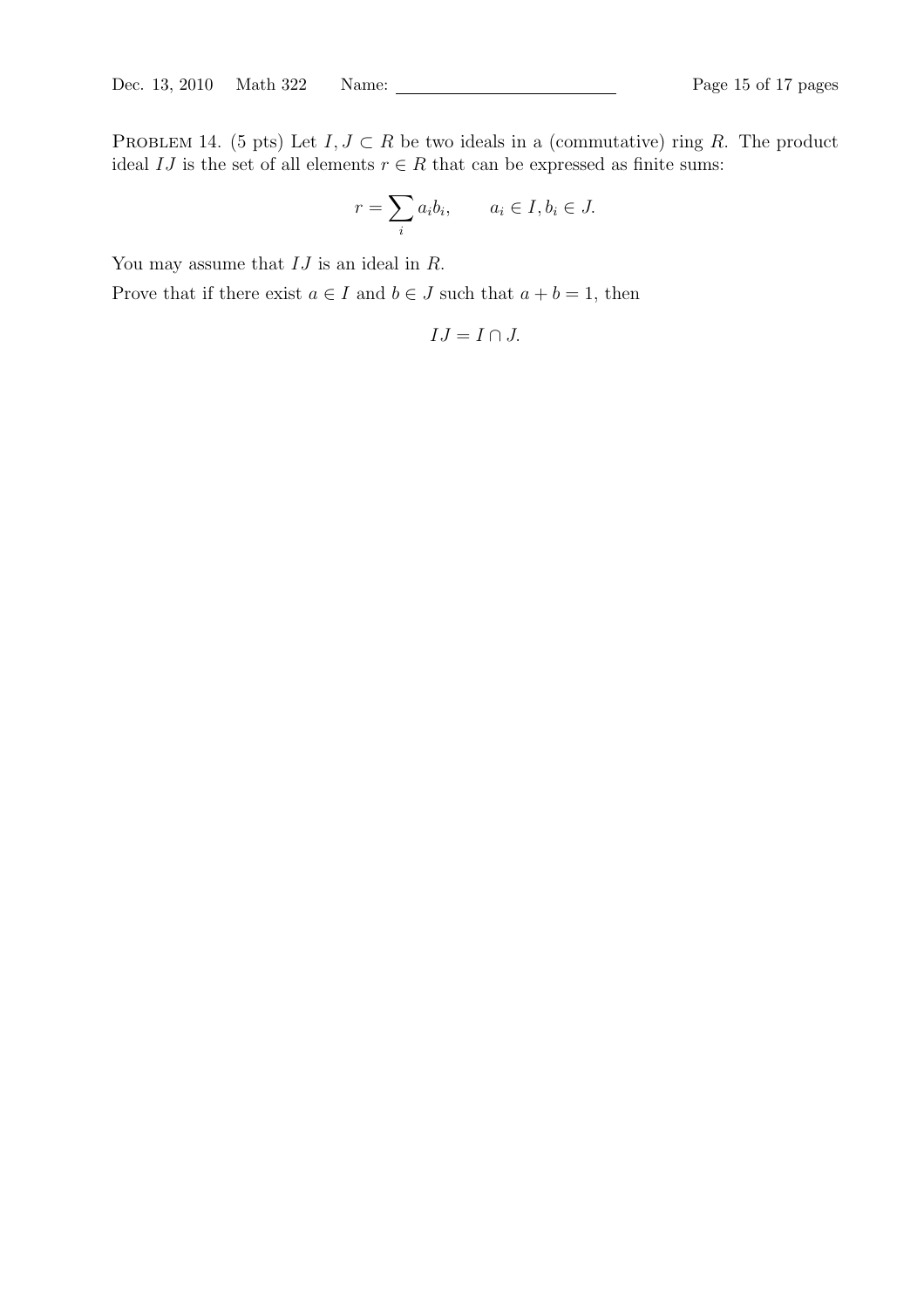PROBLEM 14. (5 pts) Let $I, J \subset R$ be two ideals in a (commutative) ring $R$. The product ideal $IJ$ is the set of all elements $r \in R$ that can be expressed as finite sums:

$$r = \sum_i a_i b_i, \qquad a_i \in I, b_i \in J.$$

You may assume that $IJ$ is an ideal in $R$.

Prove that if there exist $a \in I$ and $b \in J$ such that $a + b = 1$, then

$$IJ = I \cap J.$$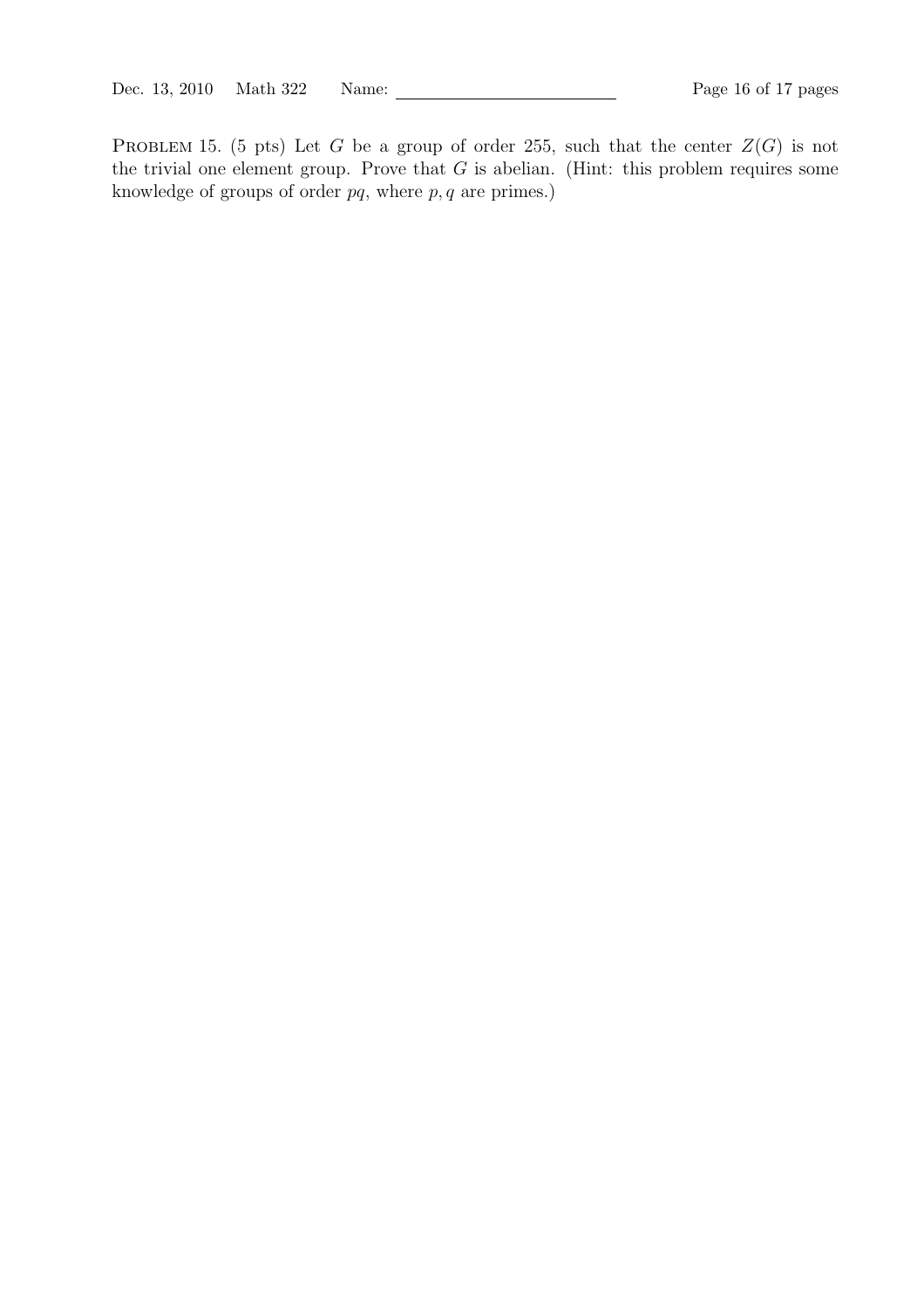Problem 15. (5 pts) Let $G$ be a group of order 255, such that the center $Z(G)$ is not the trivial one element group. Prove that $G$ is abelian. (Hint: this problem requires some knowledge of groups of order $pq$, where $p, q$ are primes.)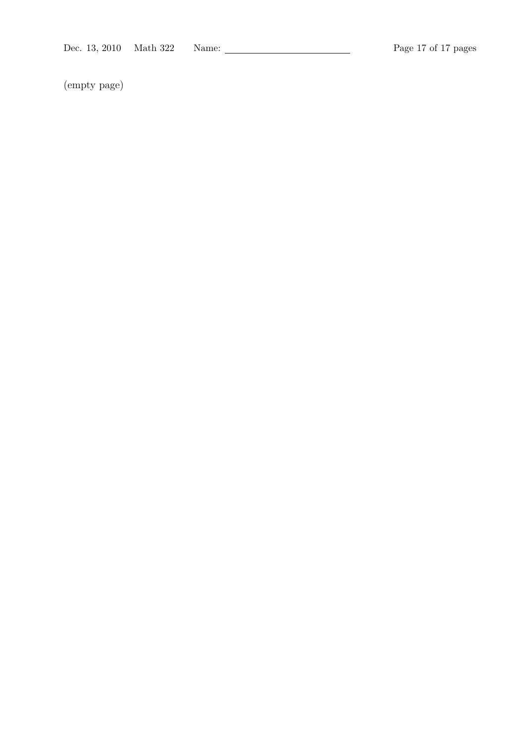(empty page)